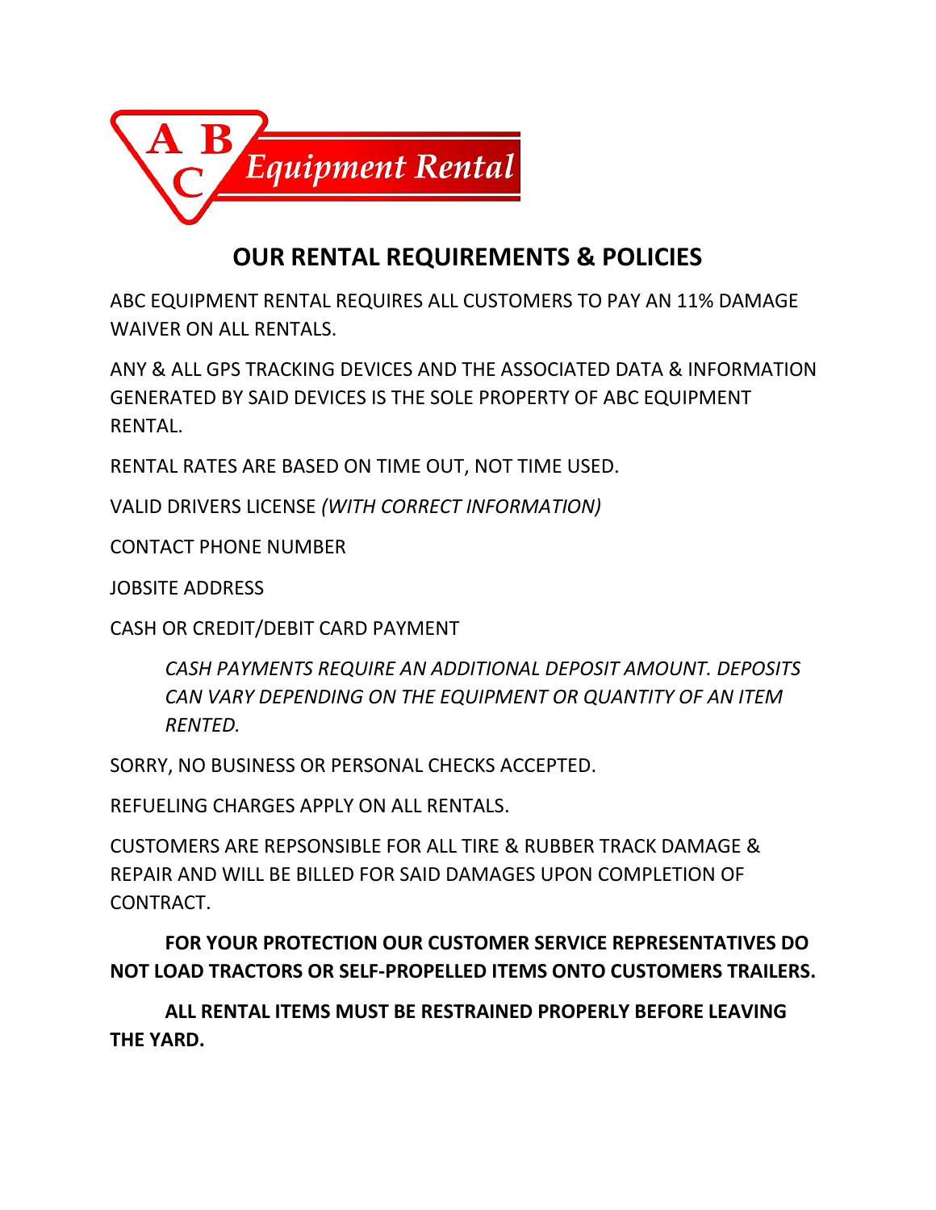A B C Equipment Rental

# OUR RENTAL REQUIREMENTS & POLICIES

ABC EQUIPMENT RENTAL REQUIRES ALL CUSTOMERS TO PAY AN 11% DAMAGE WAIVER ON ALL RENTALS.

ANY & ALL GPS TRACKING DEVICES AND THE ASSOCIATED DATA & INFORMATION GENERATED BY SAID DEVICES IS THE SOLE PROPERTY OF ABC EQUIPMENT RENTAL.

RENTAL RATES ARE BASED ON TIME OUT, NOT TIME USED.

VALID DRIVERS LICENSE *(WITH CORRECT INFORMATION)*

CONTACT PHONE NUMBER

JOBSITE ADDRESS

CASH OR CREDIT/DEBIT CARD PAYMENT

> *CASH PAYMENTS REQUIRE AN ADDITIONAL DEPOSIT AMOUNT. DEPOSITS CAN VARY DEPENDING ON THE EQUIPMENT OR QUANTITY OF AN ITEM RENTED.*

SORRY, NO BUSINESS OR PERSONAL CHECKS ACCEPTED.

REFUELING CHARGES APPLY ON ALL RENTALS.

CUSTOMERS ARE REPSONSIBLE FOR ALL TIRE & RUBBER TRACK DAMAGE & REPAIR AND WILL BE BILLED FOR SAID DAMAGES UPON COMPLETION OF CONTRACT.

**FOR YOUR PROTECTION OUR CUSTOMER SERVICE REPRESENTATIVES DO NOT LOAD TRACTORS OR SELF-PROPELLED ITEMS ONTO CUSTOMERS TRAILERS.**

**ALL RENTAL ITEMS MUST BE RESTRAINED PROPERLY BEFORE LEAVING THE YARD.**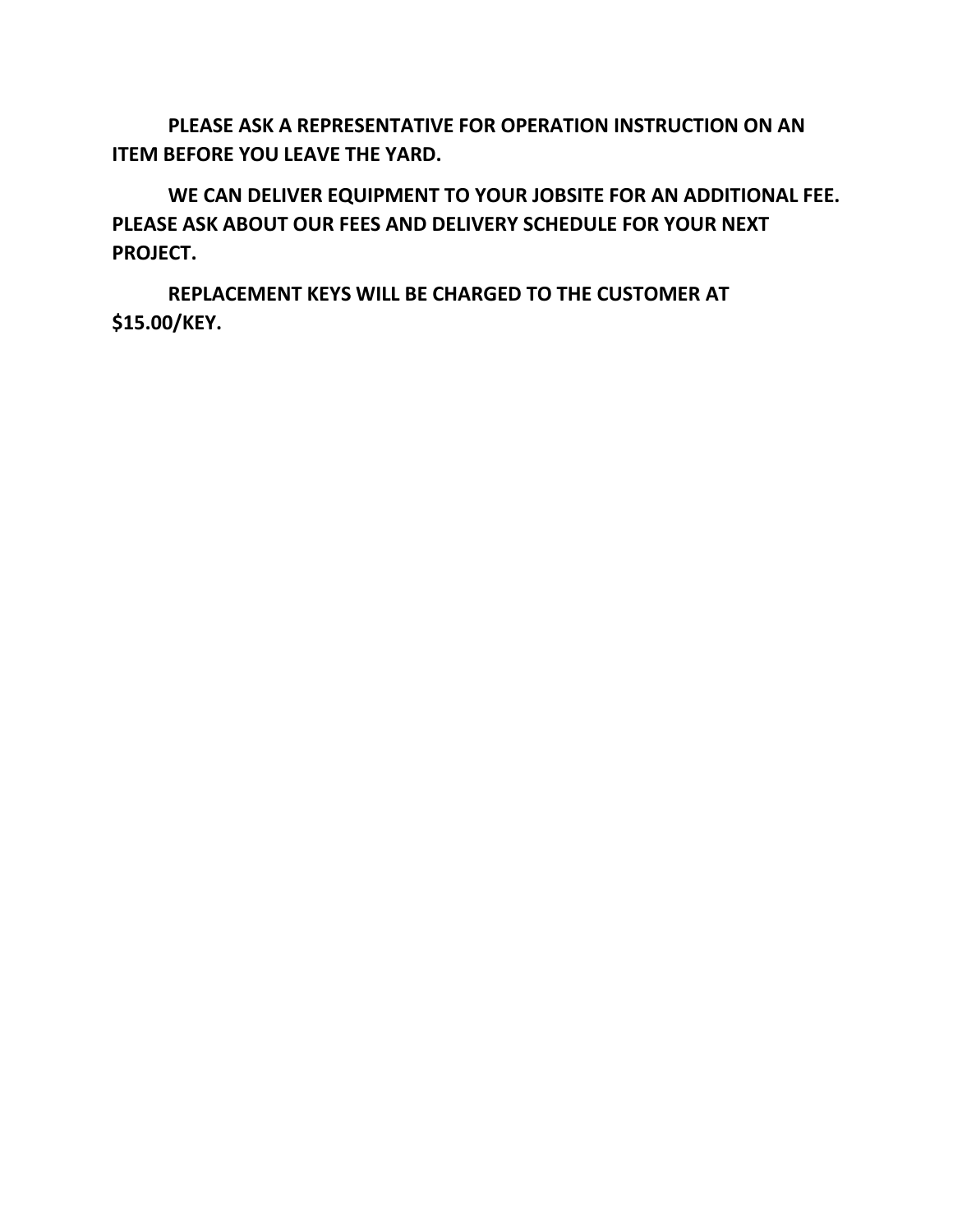**PLEASE ASK A REPRESENTATIVE FOR OPERATION INSTRUCTION ON AN ITEM BEFORE YOU LEAVE THE YARD.**

**WE CAN DELIVER EQUIPMENT TO YOUR JOBSITE FOR AN ADDITIONAL FEE. PLEASE ASK ABOUT OUR FEES AND DELIVERY SCHEDULE FOR YOUR NEXT PROJECT.**

**REPLACEMENT KEYS WILL BE CHARGED TO THE CUSTOMER AT $15.00/KEY.**